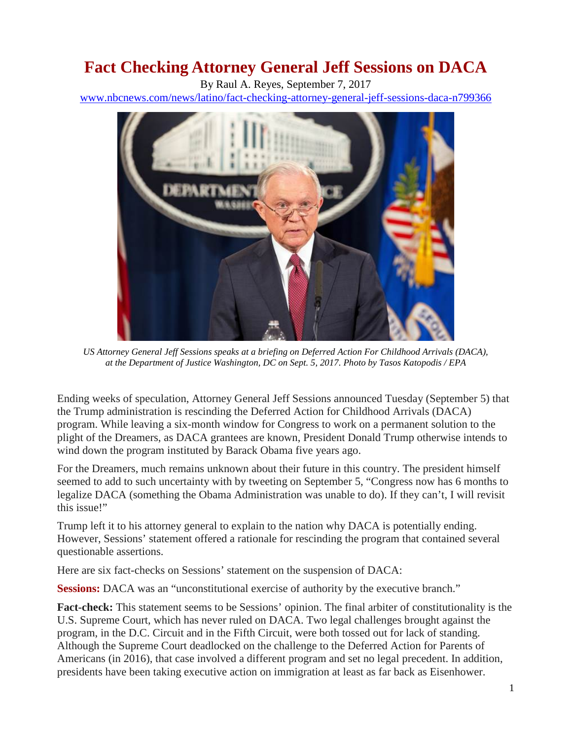# Fact Checking Attorney General Jeff Sessions on DACA

By Raul A. Reyes, September 7, 2017

www.nbcnews.com/news/latino/fact-checking-attorney-general-jeff-sessions-daca-n799366

*US Attorney General Jeff Sessions speaks at a briefing on Deferred Action For Childhood Arrivals (DACA), at the Department of Justice Washington, DC on Sept. 5, 2017. Photo by Tasos Katopodis / EPA*

Ending weeks of speculation, Attorney General Jeff Sessions announced Tuesday (September 5) that the Trump administration is rescinding the Deferred Action for Childhood Arrivals (DACA) program. While leaving a six-month window for Congress to work on a permanent solution to the plight of the Dreamers, as DACA grantees are known, President Donald Trump otherwise intends to wind down the program instituted by Barack Obama five years ago.

For the Dreamers, much remains unknown about their future in this country. The president himself seemed to add to such uncertainty with by tweeting on September 5, "Congress now has 6 months to legalize DACA (something the Obama Administration was unable to do). If they can't, I will revisit this issue!"

Trump left it to his attorney general to explain to the nation why DACA is potentially ending. However, Sessions' statement offered a rationale for rescinding the program that contained several questionable assertions.

Here are six fact-checks on Sessions' statement on the suspension of DACA:

**Sessions:** DACA was an "unconstitutional exercise of authority by the executive branch."

**Fact-check:** This statement seems to be Sessions' opinion. The final arbiter of constitutionality is the U.S. Supreme Court, which has never ruled on DACA. Two legal challenges brought against the program, in the D.C. Circuit and in the Fifth Circuit, were both tossed out for lack of standing. Although the Supreme Court deadlocked on the challenge to the Deferred Action for Parents of Americans (in 2016), that case involved a different program and set no legal precedent. In addition, presidents have been taking executive action on immigration at least as far back as Eisenhower.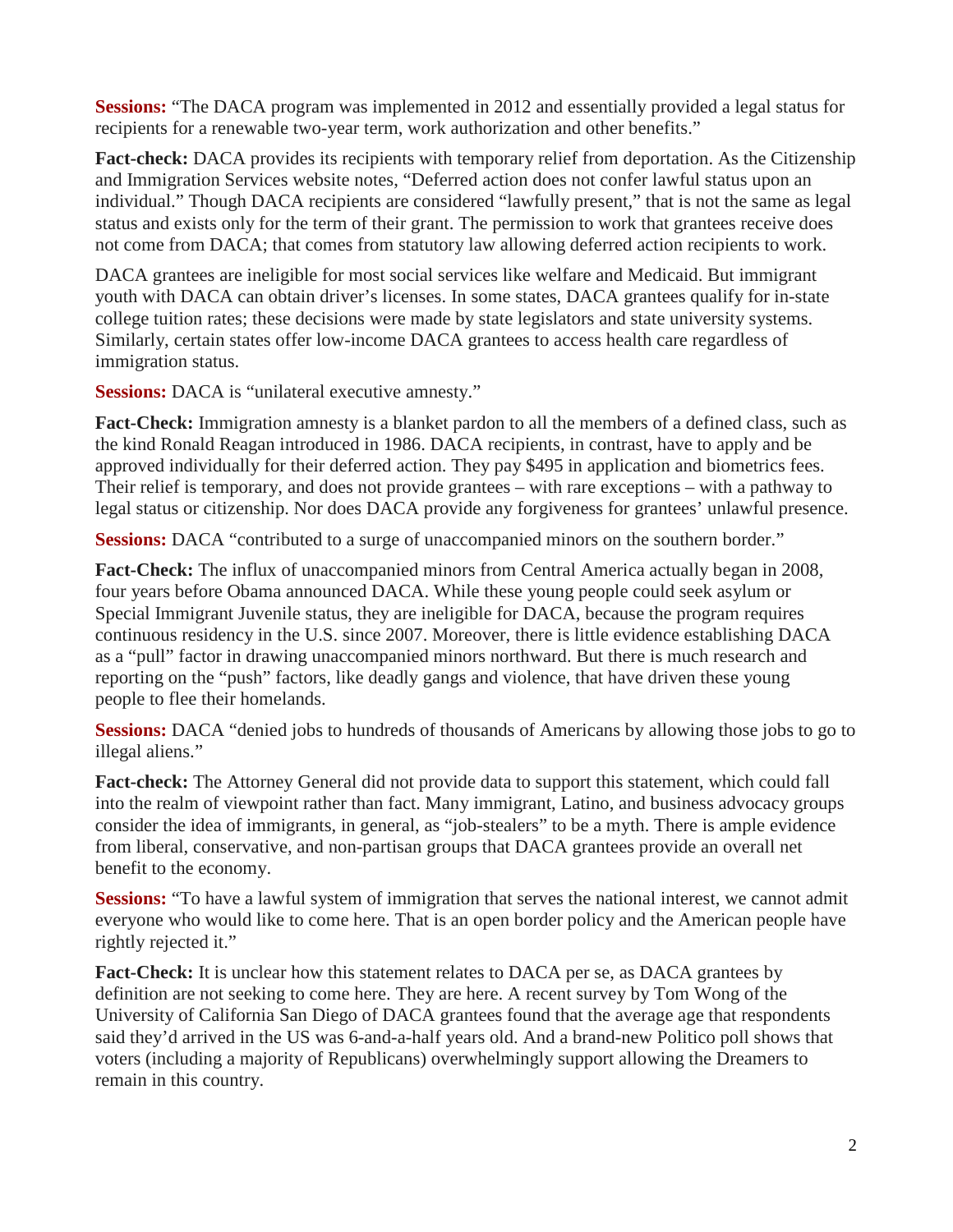**Sessions:** "The DACA program was implemented in 2012 and essentially provided a legal status for recipients for a renewable two-year term, work authorization and other benefits."

**Fact-check:** DACA provides its recipients with temporary relief from deportation. As the Citizenship and Immigration Services website notes, "Deferred action does not confer lawful status upon an individual." Though DACA recipients are considered "lawfully present," that is not the same as legal status and exists only for the term of their grant. The permission to work that grantees receive does not come from DACA; that comes from statutory law allowing deferred action recipients to work.

DACA grantees are ineligible for most social services like welfare and Medicaid. But immigrant youth with DACA can obtain driver's licenses. In some states, DACA grantees qualify for in-state college tuition rates; these decisions were made by state legislators and state university systems. Similarly, certain states offer low-income DACA grantees to access health care regardless of immigration status.

**Sessions:** DACA is "unilateral executive amnesty."

**Fact-Check:** Immigration amnesty is a blanket pardon to all the members of a defined class, such as the kind Ronald Reagan introduced in 1986. DACA recipients, in contrast, have to apply and be approved individually for their deferred action. They pay $495 in application and biometrics fees. Their relief is temporary, and does not provide grantees – with rare exceptions – with a pathway to legal status or citizenship. Nor does DACA provide any forgiveness for grantees' unlawful presence.

**Sessions:** DACA "contributed to a surge of unaccompanied minors on the southern border."

**Fact-Check:** The influx of unaccompanied minors from Central America actually began in 2008, four years before Obama announced DACA. While these young people could seek asylum or Special Immigrant Juvenile status, they are ineligible for DACA, because the program requires continuous residency in the U.S. since 2007. Moreover, there is little evidence establishing DACA as a "pull" factor in drawing unaccompanied minors northward. But there is much research and reporting on the "push" factors, like deadly gangs and violence, that have driven these young people to flee their homelands.

**Sessions:** DACA "denied jobs to hundreds of thousands of Americans by allowing those jobs to go to illegal aliens."

**Fact-check:** The Attorney General did not provide data to support this statement, which could fall into the realm of viewpoint rather than fact. Many immigrant, Latino, and business advocacy groups consider the idea of immigrants, in general, as "job-stealers" to be a myth. There is ample evidence from liberal, conservative, and non-partisan groups that DACA grantees provide an overall net benefit to the economy.

**Sessions:** "To have a lawful system of immigration that serves the national interest, we cannot admit everyone who would like to come here. That is an open border policy and the American people have rightly rejected it."

**Fact-Check:** It is unclear how this statement relates to DACA per se, as DACA grantees by definition are not seeking to come here. They are here. A recent survey by Tom Wong of the University of California San Diego of DACA grantees found that the average age that respondents said they'd arrived in the US was 6-and-a-half years old. And a brand-new Politico poll shows that voters (including a majority of Republicans) overwhelmingly support allowing the Dreamers to remain in this country.